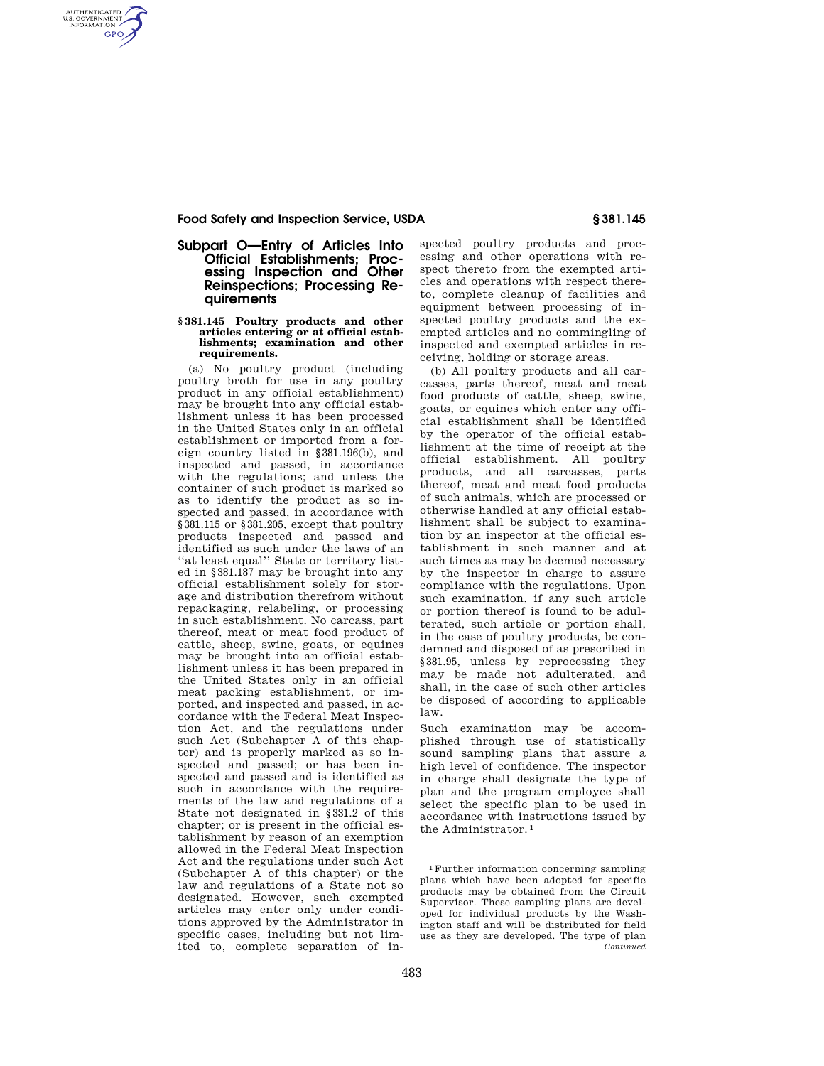## Subpart O—Entry of Articles Into Official Establishments; Processing Inspection and Other Reinspections; Processing Requirements

### § 381.145 Poultry products and other articles entering or at official establishments; examination and other requirements.

(a) No poultry product (including poultry broth for use in any poultry product in any official establishment) may be brought into any official establishment unless it has been processed in the United States only in an official establishment or imported from a foreign country listed in §381.196(b), and inspected and passed, in accordance with the regulations; and unless the container of such product is marked so as to identify the product as so inspected and passed, in accordance with §381.115 or §381.205, except that poultry products inspected and passed and identified as such under the laws of an ''at least equal'' State or territory listed in §381.187 may be brought into any official establishment solely for storage and distribution therefrom without repackaging, relabeling, or processing in such establishment. No carcass, part thereof, meat or meat food product of cattle, sheep, swine, goats, or equines may be brought into an official establishment unless it has been prepared in the United States only in an official meat packing establishment, or imported, and inspected and passed, in accordance with the Federal Meat Inspection Act, and the regulations under such Act (Subchapter A of this chapter) and is properly marked as so inspected and passed; or has been inspected and passed and is identified as such in accordance with the requirements of the law and regulations of a State not designated in §331.2 of this chapter; or is present in the official establishment by reason of an exemption allowed in the Federal Meat Inspection Act and the regulations under such Act (Subchapter A of this chapter) or the law and regulations of a State not so designated. However, such exempted articles may enter only under conditions approved by the Administrator in specific cases, including but not limited to, complete separation of inspected poultry products and processing and other operations with respect thereto from the exempted articles and operations with respect thereto, complete cleanup of facilities and equipment between processing of inspected poultry products and the exempted articles and no commingling of inspected and exempted articles in receiving, holding or storage areas.

(b) All poultry products and all carcasses, parts thereof, meat and meat food products of cattle, sheep, swine, goats, or equines which enter any official establishment shall be identified by the operator of the official establishment at the time of receipt at the official establishment. All poultry products, and all carcasses, parts thereof, meat and meat food products of such animals, which are processed or otherwise handled at any official establishment shall be subject to examination by an inspector at the official establishment in such manner and at such times as may be deemed necessary by the inspector in charge to assure compliance with the regulations. Upon such examination, if any such article or portion thereof is found to be adulterated, such article or portion shall, in the case of poultry products, be condemned and disposed of as prescribed in §381.95, unless by reprocessing they may be made not adulterated, and shall, in the case of such other articles be disposed of according to applicable law.

Such examination may be accomplished through use of statistically sound sampling plans that assure a high level of confidence. The inspector in charge shall designate the type of plan and the program employee shall select the specific plan to be used in accordance with instructions issued by the Administrator.[1]

[1] Further information concerning sampling plans which have been adopted for specific products may be obtained from the Circuit Supervisor. These sampling plans are developed for individual products by the Washington staff and will be distributed for field use as they are developed. The type of plan *Continued*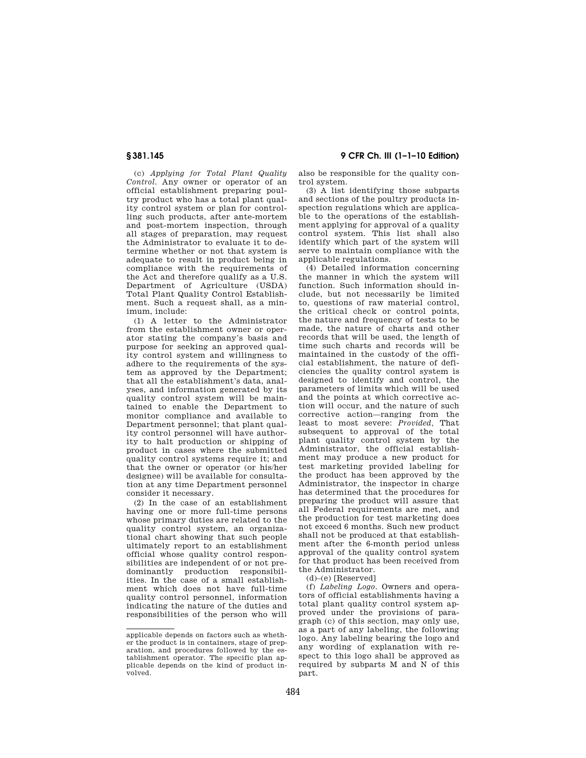(c) *Applying for Total Plant Quality Control.* Any owner or operator of an official establishment preparing poultry product who has a total plant quality control system or plan for controlling such products, after ante-mortem and post-mortem inspection, through all stages of preparation, may request the Administrator to evaluate it to determine whether or not that system is adequate to result in product being in compliance with the requirements of the Act and therefore qualify as a U.S. Department of Agriculture (USDA) Total Plant Quality Control Establishment. Such a request shall, as a minimum, include:

(1) A letter to the Administrator from the establishment owner or operator stating the company's basis and purpose for seeking an approved quality control system and willingness to adhere to the requirements of the system as approved by the Department; that all the establishment's data, analyses, and information generated by its quality control system will be maintained to enable the Department to monitor compliance and available to Department personnel; that plant quality control personnel will have authority to halt production or shipping of product in cases where the submitted quality control systems require it; and that the owner or operator (or his/her designee) will be available for consultation at any time Department personnel consider it necessary.

(2) In the case of an establishment having one or more full-time persons whose primary duties are related to the quality control system, an organizational chart showing that such people ultimately report to an establishment official whose quality control responsibilities are independent of or not predominantly production responsibilities. In the case of a small establishment which does not have full-time quality control personnel, information indicating the nature of the duties and responsibilities of the person who will also be responsible for the quality control system.

(3) A list identifying those subparts and sections of the poultry products inspection regulations which are applicable to the operations of the establishment applying for approval of a quality control system. This list shall also identify which part of the system will serve to maintain compliance with the applicable regulations.

(4) Detailed information concerning the manner in which the system will function. Such information should include, but not necessarily be limited to, questions of raw material control, the critical check or control points, the nature and frequency of tests to be made, the nature of charts and other records that will be used, the length of time such charts and records will be maintained in the custody of the official establishment, the nature of deficiencies the quality control system is designed to identify and control, the parameters of limits which will be used and the points at which corrective action will occur, and the nature of such corrective action—ranging from the least to most severe: *Provided,* That subsequent to approval of the total plant quality control system by the Administrator, the official establishment may produce a new product for test marketing provided labeling for the product has been approved by the Administrator, the inspector in charge has determined that the procedures for preparing the product will assure that all Federal requirements are met, and the production for test marketing does not exceed 6 months. Such new product shall not be produced at that establishment after the 6-month period unless approval of the quality control system for that product has been received from the Administrator.

(d)–(e) [Reserved]

(f) *Labeling Logo.* Owners and operators of official establishments having a total plant quality control system approved under the provisions of paragraph (c) of this section, may only use, as a part of any labeling, the following logo. Any labeling bearing the logo and any wording of explanation with respect to this logo shall be approved as required by subparts M and N of this part.

---

applicable depends on factors such as whether the product is in containers, stage of preparation, and procedures followed by the establishment operator. The specific plan applicable depends on the kind of product involved.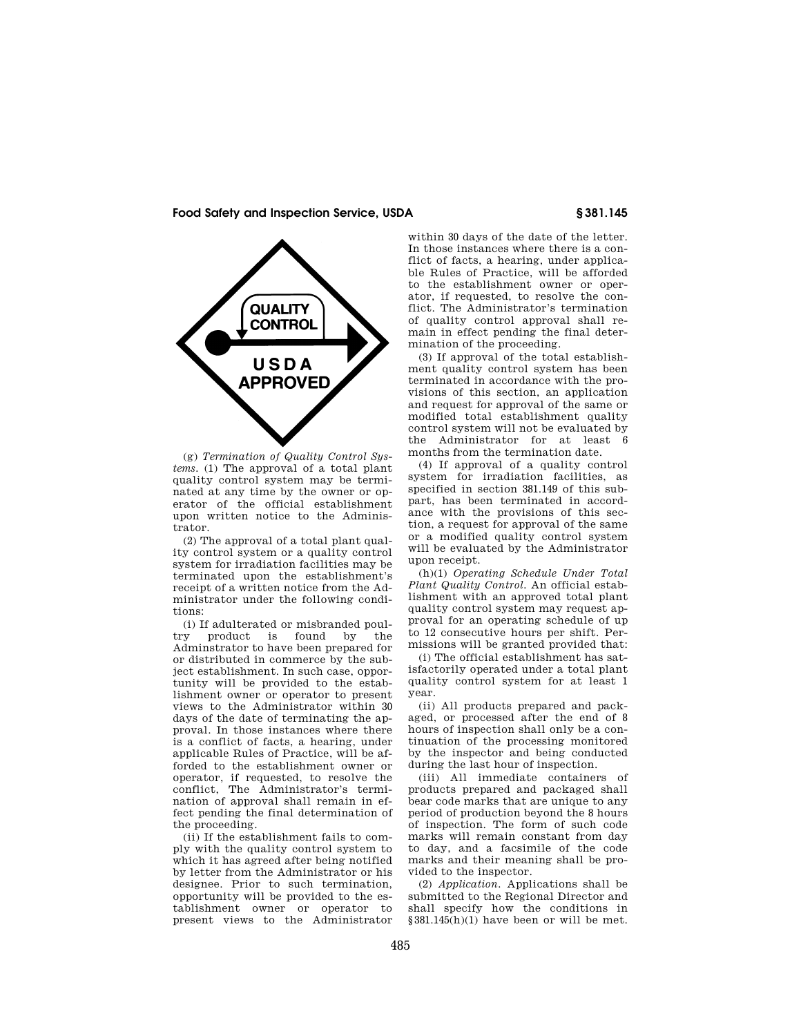(g) *Termination of Quality Control Systems.* (1) The approval of a total plant quality control system may be terminated at any time by the owner or operator of the official establishment upon written notice to the Administrator.

(2) The approval of a total plant quality control system or a quality control system for irradiation facilities may be terminated upon the establishment's receipt of a written notice from the Administrator under the following conditions:

(i) If adulterated or misbranded poultry product is found by the Adminstrator to have been prepared for or distributed in commerce by the subject establishment. In such case, opportunity will be provided to the establishment owner or operator to present views to the Administrator within 30 days of the date of terminating the approval. In those instances where there is a conflict of facts, a hearing, under applicable Rules of Practice, will be afforded to the establishment owner or operator, if requested, to resolve the conflict, The Administrator's termination of approval shall remain in effect pending the final determination of the proceeding.

(ii) If the establishment fails to comply with the quality control system to which it has agreed after being notified by letter from the Administrator or his designee. Prior to such termination, opportunity will be provided to the establishment owner or operator to present views to the Administrator within 30 days of the date of the letter. In those instances where there is a conflict of facts, a hearing, under applicable Rules of Practice, will be afforded to the establishment owner or operator, if requested, to resolve the conflict. The Administrator's termination of quality control approval shall remain in effect pending the final determination of the proceeding.

(3) If approval of the total establishment quality control system has been terminated in accordance with the provisions of this section, an application and request for approval of the same or modified total establishment quality control system will not be evaluated by the Administrator for at least 6 months from the termination date.

(4) If approval of a quality control system for irradiation facilities, as specified in section 381.149 of this subpart, has been terminated in accordance with the provisions of this section, a request for approval of the same or a modified quality control system will be evaluated by the Administrator upon receipt.

(h)(1) *Operating Schedule Under Total Plant Quality Control.* An official establishment with an approved total plant quality control system may request approval for an operating schedule of up to 12 consecutive hours per shift. Permissions will be granted provided that:

(i) The official establishment has satisfactorily operated under a total plant quality control system for at least 1 year.

(ii) All products prepared and packaged, or processed after the end of 8 hours of inspection shall only be a continuation of the processing monitored by the inspector and being conducted during the last hour of inspection.

(iii) All immediate containers of products prepared and packaged shall bear code marks that are unique to any period of production beyond the 8 hours of inspection. The form of such code marks will remain constant from day to day, and a facsimile of the code marks and their meaning shall be provided to the inspector.

(2) *Application.* Applications shall be submitted to the Regional Director and shall specify how the conditions in §381.145(h)(1) have been or will be met.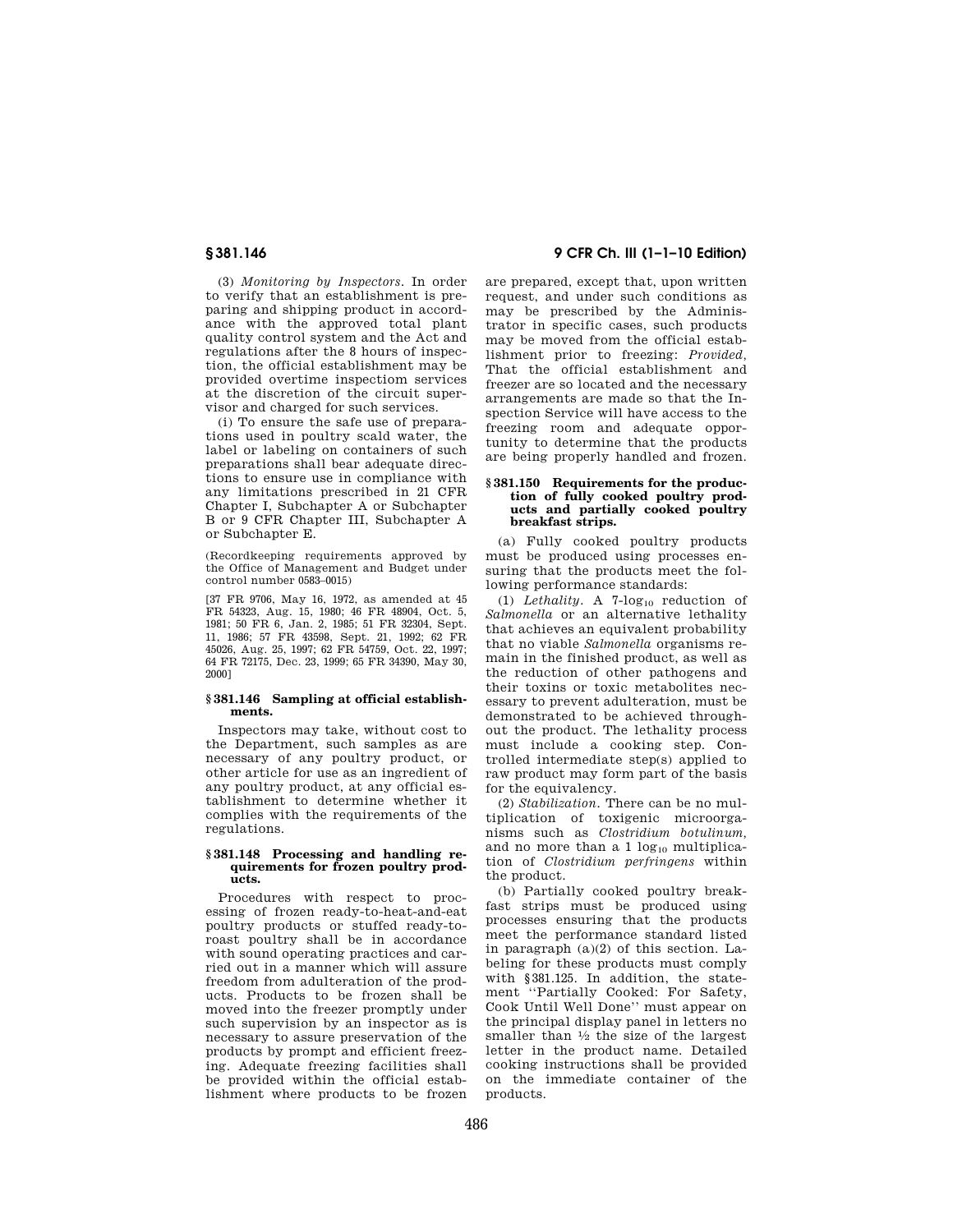(3) *Monitoring by Inspectors.* In order to verify that an establishment is preparing and shipping product in accordance with the approved total plant quality control system and the Act and regulations after the 8 hours of inspection, the official establishment may be provided overtime inspectiom services at the discretion of the circuit supervisor and charged for such services.

(i) To ensure the safe use of preparations used in poultry scald water, the label or labeling on containers of such preparations shall bear adequate directions to ensure use in compliance with any limitations prescribed in 21 CFR Chapter I, Subchapter A or Subchapter B or 9 CFR Chapter III, Subchapter A or Subchapter E.

(Recordkeeping requirements approved by the Office of Management and Budget under control number 0583–0015)

[37 FR 9706, May 16, 1972, as amended at 45 FR 54323, Aug. 15, 1980; 46 FR 48904, Oct. 5, 1981; 50 FR 6, Jan. 2, 1985; 51 FR 32304, Sept. 11, 1986; 57 FR 43598, Sept. 21, 1992; 62 FR 45026, Aug. 25, 1997; 62 FR 54759, Oct. 22, 1997; 64 FR 72175, Dec. 23, 1999; 65 FR 34390, May 30, 2000]

### § 381.146 Sampling at official establishments.

Inspectors may take, without cost to the Department, such samples as are necessary of any poultry product, or other article for use as an ingredient of any poultry product, at any official establishment to determine whether it complies with the requirements of the regulations.

### § 381.148 Processing and handling requirements for frozen poultry products.

Procedures with respect to processing of frozen ready-to-heat-and-eat poultry products or stuffed ready-to-roast poultry shall be in accordance with sound operating practices and carried out in a manner which will assure freedom from adulteration of the products. Products to be frozen shall be moved into the freezer promptly under such supervision by an inspector as is necessary to assure preservation of the products by prompt and efficient freezing. Adequate freezing facilities shall be provided within the official establishment where products to be frozen are prepared, except that, upon written request, and under such conditions as may be prescribed by the Administrator in specific cases, such products may be moved from the official establishment prior to freezing: *Provided,* That the official establishment and freezer are so located and the necessary arrangements are made so that the Inspection Service will have access to the freezing room and adequate opportunity to determine that the products are being properly handled and frozen.

### § 381.150 Requirements for the production of fully cooked poultry products and partially cooked poultry breakfast strips.

(a) Fully cooked poultry products must be produced using processes ensuring that the products meet the following performance standards:

(1) *Lethality.* A 7-$\log_{10}$ reduction of *Salmonella* or an alternative lethality that achieves an equivalent probability that no viable *Salmonella* organisms remain in the finished product, as well as the reduction of other pathogens and their toxins or toxic metabolites necessary to prevent adulteration, must be demonstrated to be achieved throughout the product. The lethality process must include a cooking step. Controlled intermediate step(s) applied to raw product may form part of the basis for the equivalency.

(2) *Stabilization.* There can be no multiplication of toxigenic microorganisms such as *Clostridium botulinum,* and no more than a 1 $\log_{10}$ multiplication of *Clostridium perfringens* within the product.

(b) Partially cooked poultry breakfast strips must be produced using processes ensuring that the products meet the performance standard listed in paragraph (a)(2) of this section. Labeling for these products must comply with §381.125. In addition, the statement ''Partially Cooked: For Safety, Cook Until Well Done'' must appear on the principal display panel in letters no smaller than ½ the size of the largest letter in the product name. Detailed cooking instructions shall be provided on the immediate container of the products.